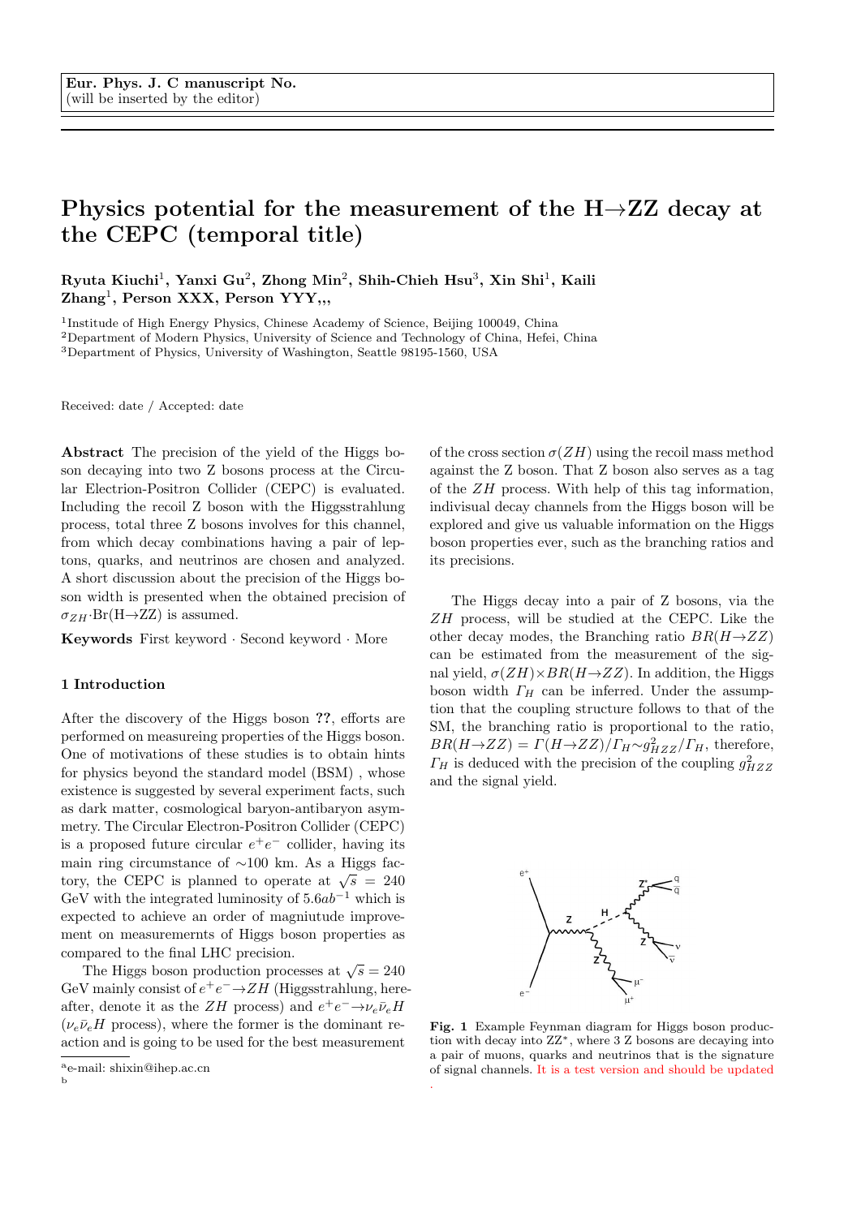**Eur. Phys. J. C manuscript No.**
(will be inserted by the editor)

# Physics potential for the measurement of the H→ZZ decay at the CEPC (temporal title)

**Ryuta Kiuchi[1], Yanxi Gu[2], Zhong Min[2], Shih-Chieh Hsu[3], Xin Shi[1], Kaili Zhang[1], Person XXX, Person YYY,,,**

[1]Institude of High Energy Physics, Chinese Academy of Science, Beijing 100049, China
[2]Department of Modern Physics, University of Science and Technology of China, Hefei, China
[3]Department of Physics, University of Washington, Seattle 98195-1560, USA

Received: date / Accepted: date

**Abstract** The precision of the yield of the Higgs boson decaying into two Z bosons process at the Circular Electrion-Positron Collider (CEPC) is evaluated. Including the recoil Z boson with the Higgsstrahlung process, total three Z bosons involves for this channel, from which decay combinations having a pair of leptons, quarks, and neutrinos are chosen and analyzed. A short discussion about the precision of the Higgs boson width is presented when the obtained precision of $\sigma_{ZH}\cdot$Br(H→ZZ) is assumed.

**Keywords** First keyword · Second keyword · More

## 1 Introduction

After the discovery of the Higgs boson **??**, efforts are performed on measureing properties of the Higgs boson. One of motivations of these studies is to obtain hints for physics beyond the standard model (BSM) , whose existence is suggested by several experiment facts, such as dark matter, cosmological baryon-antibaryon asymmetry. The Circular Electron-Positron Collider (CEPC) is a proposed future circular $e^+e^-$ collider, having its main ring circumstance of ∼100 km. As a Higgs factory, the CEPC is planned to operate at $\sqrt{s} = 240$ GeV with the integrated luminosity of $5.6ab^{-1}$ which is expected to achieve an order of magniutude improvement on measuremernts of Higgs boson properties as compared to the final LHC precision.

The Higgs boson production processes at $\sqrt{s} = 240$ GeV mainly consist of $e^+e^-\to ZH$ (Higgsstrahlung, hereafter, denote it as the $ZH$ process) and $e^+e^-\to\nu_e\bar{\nu}_e H$ ($\nu_e\bar{\nu}_e H$ process), where the former is the dominant reaction and is going to be used for the best measurement of the cross section $\sigma(ZH)$ using the recoil mass method against the Z boson. That Z boson also serves as a tag of the $ZH$ process. With help of this tag information, indivisual decay channels from the Higgs boson will be explored and give us valuable information on the Higgs boson properties ever, such as the branching ratios and its precisions.

The Higgs decay into a pair of Z bosons, via the $ZH$ process, will be studied at the CEPC. Like the other decay modes, the Branching ratio $BR(H\to ZZ)$ can be estimated from the measurement of the signal yield, $\sigma(ZH)\times BR(H\to ZZ)$. In addition, the Higgs boson width $\Gamma_H$ can be inferred. Under the assumption that the coupling structure follows to that of the SM, the branching ratio is proportional to the ratio, $BR(H\to ZZ) = \Gamma(H\to ZZ)/\Gamma_H \sim g^2_{HZZ}/\Gamma_H$, therefore, $\Gamma_H$ is deduced with the precision of the coupling $g^2_{HZZ}$ and the signal yield.

**Fig. 1** Example Feynman diagram for Higgs boson production with decay into ZZ*, where 3 Z bosons are decaying into a pair of muons, quarks and neutrinos that is the signature of signal channels. It is a test version and should be updated .

[a]e-mail: shixin@ihep.ac.cn
[b]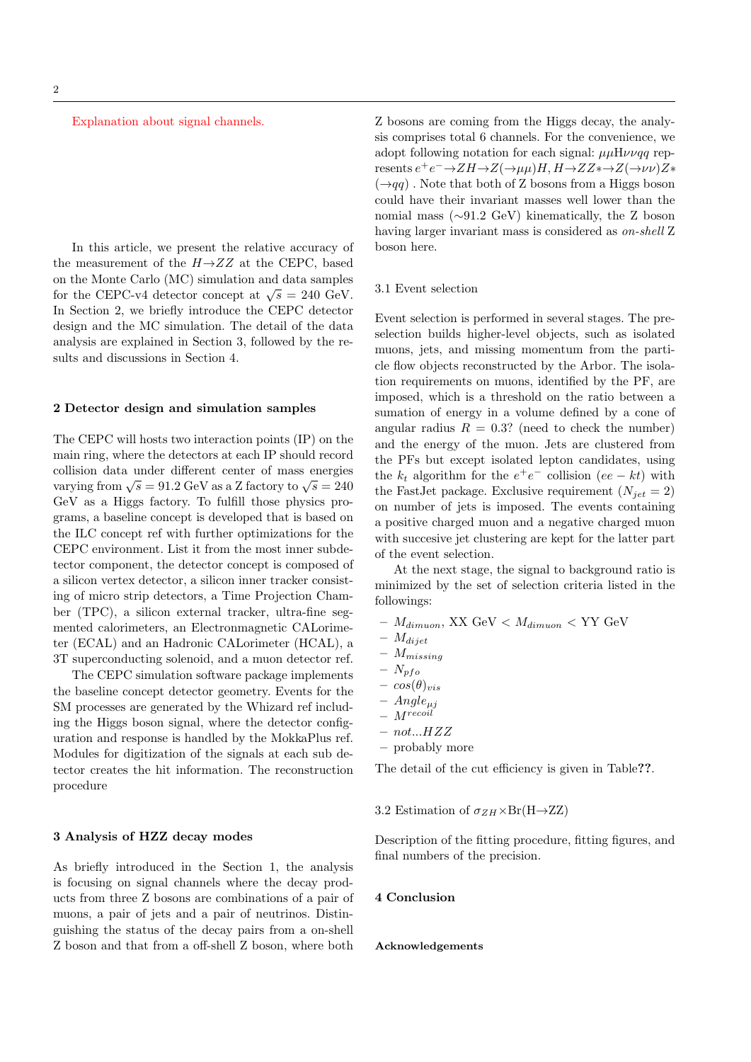Explanation about signal channels.

In this article, we present the relative accuracy of the measurement of the $H\to ZZ$ at the CEPC, based on the Monte Carlo (MC) simulation and data samples for the CEPC-v4 detector concept at $\sqrt{s}$ = 240 GeV. In Section 2, we briefly introduce the CEPC detector design and the MC simulation. The detail of the data analysis are explained in Section 3, followed by the results and discussions in Section 4.

## 2 Detector design and simulation samples

The CEPC will hosts two interaction points (IP) on the main ring, where the detectors at each IP should record collision data under different center of mass energies varying from $\sqrt{s}$ = 91.2 GeV as a Z factory to $\sqrt{s}$ = 240 GeV as a Higgs factory. To fulfill those physics programs, a baseline concept is developed that is based on the ILC concept ref with further optimizations for the CEPC environment. List it from the most inner subdetector component, the detector concept is composed of a silicon vertex detector, a silicon inner tracker consisting of micro strip detectors, a Time Projection Chamber (TPC), a silicon external tracker, ultra-fine segmented calorimeters, an Electronmagnetic CALorimeter (ECAL) and an Hadronic CALorimeter (HCAL), a 3T superconducting solenoid, and a muon detector ref.

The CEPC simulation software package implements the baseline concept detector geometry. Events for the SM processes are generated by the Whizard ref including the Higgs boson signal, where the detector configuration and response is handled by the MokkaPlus ref. Modules for digitization of the signals at each sub detector creates the hit information. The reconstruction procedure

## 3 Analysis of HZZ decay modes

As briefly introduced in the Section 1, the analysis is focusing on signal channels where the decay products from three Z bosons are combinations of a pair of muons, a pair of jets and a pair of neutrinos. Distinguishing the status of the decay pairs from a on-shell Z boson and that from a off-shell Z boson, where both Z bosons are coming from the Higgs decay, the analysis comprises total 6 channels. For the convenience, we adopt following notation for each signal: $\mu\mu$H$\nu\nu qq$ represents $e^+e^-\to ZH\to Z(\to\mu\mu)H, H\to ZZ*\to Z(\to\nu\nu)Z*$ $(\to qq)$ . Note that both of Z bosons from a Higgs boson could have their invariant masses well lower than the nomial mass ($\sim$91.2 GeV) kinematically, the Z boson having larger invariant mass is considered as *on-shell* Z boson here.

### 3.1 Event selection

Event selection is performed in several stages. The preselection builds higher-level objects, such as isolated muons, jets, and missing momentum from the particle flow objects reconstructed by the Arbor. The isolation requirements on muons, identified by the PF, are imposed, which is a threshold on the ratio between a sumation of energy in a volume defined by a cone of angular radius $R$ = 0.3? (need to check the number) and the energy of the muon. Jets are clustered from the PFs but except isolated lepton candidates, using the $k_t$ algorithm for the $e^+e^-$ collision ($ee-kt$) with the FastJet package. Exclusive requirement ($N_{jet}=2$) on number of jets is imposed. The events containing a positive charged muon and a negative charged muon with succesive jet clustering are kept for the latter part of the event selection.

At the next stage, the signal to background ratio is minimized by the set of selection criteria listed in the followings:

- $M_{dimuon}$, XX GeV $< M_{dimuon} <$ YY GeV
- $M_{dijet}$
- $M_{missing}$
- $N_{pfo}$
- $cos(\theta)_{vis}$
- $Angle_{\mu j}$
- $M^{recoil}$
- $not...HZZ$
- probably more

The detail of the cut efficiency is given in Table**??**.

### 3.2 Estimation of $\sigma_{ZH}\times$Br(H$\to$ZZ)

Description of the fitting procedure, fitting figures, and final numbers of the precision.

## 4 Conclusion

#### Acknowledgements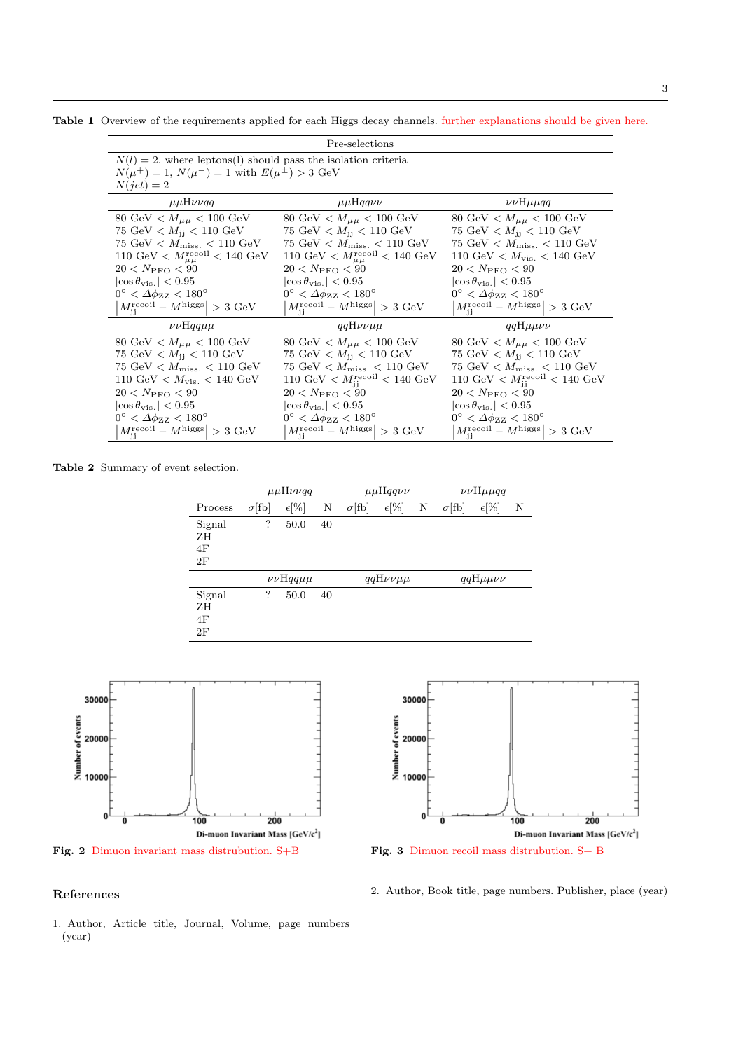**Table 1** Overview of the requirements applied for each Higgs decay channels. further explanations should be given here.

| Pre-selections | | |
|---|---|---|
| $N(l) = 2$, where leptons(l) should pass the isolation criteria <br> $N(\mu^+) = 1$, $N(\mu^-) = 1$ with $E(\mu^\pm) > 3$ GeV <br> $N(jet) = 2$ | | |
| $\mu\mu$H$\nu\nu qq$ | $\mu\mu$H$qq\nu\nu$ | $\nu\nu$H$\mu\mu qq$ |
| 80 GeV $< M_{\mu\mu} <$ 100 GeV <br> 75 GeV $< M_{\text{jj}} <$ 110 GeV <br> 75 GeV $< M_{\text{miss.}} <$ 110 GeV <br> 110 GeV $< M^{\text{recoil}}_{\mu\mu} <$ 140 GeV <br> $20 < N_{\text{PFO}} < 90$ <br> $\lvert\cos\theta_{\text{vis.}}\rvert < 0.95$ <br> $0° < \Delta\phi_{\text{ZZ}} < 180°$ <br> $\lvert M^{\text{recoil}}_{\text{jj}} - M^{\text{higgs}}\rvert > 3$ GeV | 80 GeV $< M_{\mu\mu} <$ 100 GeV <br> 75 GeV $< M_{\text{jj}} <$ 110 GeV <br> 75 GeV $< M_{\text{miss.}} <$ 110 GeV <br> 110 GeV $< M^{\text{recoil}}_{\mu\mu} <$ 140 GeV <br> $20 < N_{\text{PFO}} < 90$ <br> $\lvert\cos\theta_{\text{vis.}}\rvert < 0.95$ <br> $0° < \Delta\phi_{\text{ZZ}} < 180°$ <br> $\lvert M^{\text{recoil}}_{\text{jj}} - M^{\text{higgs}}\rvert > 3$ GeV | 80 GeV $< M_{\mu\mu} <$ 100 GeV <br> 75 GeV $< M_{\text{jj}} <$ 110 GeV <br> 75 GeV $< M_{\text{miss.}} <$ 110 GeV <br> 110 GeV $< M_{\text{vis.}} <$ 140 GeV <br> $20 < N_{\text{PFO}} < 90$ <br> $\lvert\cos\theta_{\text{vis.}}\rvert < 0.95$ <br> $0° < \Delta\phi_{\text{ZZ}} < 180°$ <br> $\lvert M^{\text{recoil}}_{\text{jj}} - M^{\text{higgs}}\rvert > 3$ GeV |
| $\nu\nu$H$qq\mu\mu$ | $qq$H$\nu\nu\mu\mu$ | $qq$H$\mu\mu\nu\nu$ |
| 80 GeV $< M_{\mu\mu} <$ 100 GeV <br> 75 GeV $< M_{\text{jj}} <$ 110 GeV <br> 75 GeV $< M_{\text{miss.}} <$ 110 GeV <br> 110 GeV $< M_{\text{vis.}} <$ 140 GeV <br> $20 < N_{\text{PFO}} < 90$ <br> $\lvert\cos\theta_{\text{vis.}}\rvert < 0.95$ <br> $0° < \Delta\phi_{\text{ZZ}} < 180°$ <br> $\lvert M^{\text{recoil}}_{\text{jj}} - M^{\text{higgs}}\rvert > 3$ GeV | 80 GeV $< M_{\mu\mu} <$ 100 GeV <br> 75 GeV $< M_{\text{jj}} <$ 110 GeV <br> 75 GeV $< M_{\text{miss.}} <$ 110 GeV <br> 110 GeV $< M^{\text{recoil}}_{\text{jj}} <$ 140 GeV <br> $20 < N_{\text{PFO}} < 90$ <br> $\lvert\cos\theta_{\text{vis.}}\rvert < 0.95$ <br> $0° < \Delta\phi_{\text{ZZ}} < 180°$ <br> $\lvert M^{\text{recoil}}_{\text{jj}} - M^{\text{higgs}}\rvert > 3$ GeV | 80 GeV $< M_{\mu\mu} <$ 100 GeV <br> 75 GeV $< M_{\text{jj}} <$ 110 GeV <br> 75 GeV $< M_{\text{miss.}} <$ 110 GeV <br> 110 GeV $< M^{\text{recoil}}_{\text{jj}} <$ 140 GeV <br> $20 < N_{\text{PFO}} < 90$ <br> $\lvert\cos\theta_{\text{vis.}}\rvert < 0.95$ <br> $0° < \Delta\phi_{\text{ZZ}} < 180°$ <br> $\lvert M^{\text{recoil}}_{\text{jj}} - M^{\text{higgs}}\rvert > 3$ GeV |

**Table 2** Summary of event selection.

| | $\mu\mu$H$\nu\nu qq$ | | | $\mu\mu$H$qq\nu\nu$ | | | $\nu\nu$H$\mu\mu qq$ | | |
|---|---|---|---|---|---|---|---|---|---|
| Process | $\sigma$[fb] | $\epsilon$[%] | N | $\sigma$[fb] | $\epsilon$[%] | N | $\sigma$[fb] | $\epsilon$[%] | N |
| Signal | ? | 50.0 | 40 | | | | | | |
| ZH | | | | | | | | | |
| 4F | | | | | | | | | |
| 2F | | | | | | | | | |
| | $\nu\nu$H$qq\mu\mu$ | | | $qq$H$\nu\nu\mu\mu$ | | | $qq$H$\mu\mu\nu\nu$ | | |
| Signal | ? | 50.0 | 40 | | | | | | |
| ZH | | | | | | | | | |
| 4F | | | | | | | | | |
| 2F | | | | | | | | | |

**Fig. 2** Dimuon invariant mass distrubution. S+B

**Fig. 3** Dimuon recoil mass distrubution. S+ B

## References

1. Author, Article title, Journal, Volume, page numbers (year)
2. Author, Book title, page numbers. Publisher, place (year)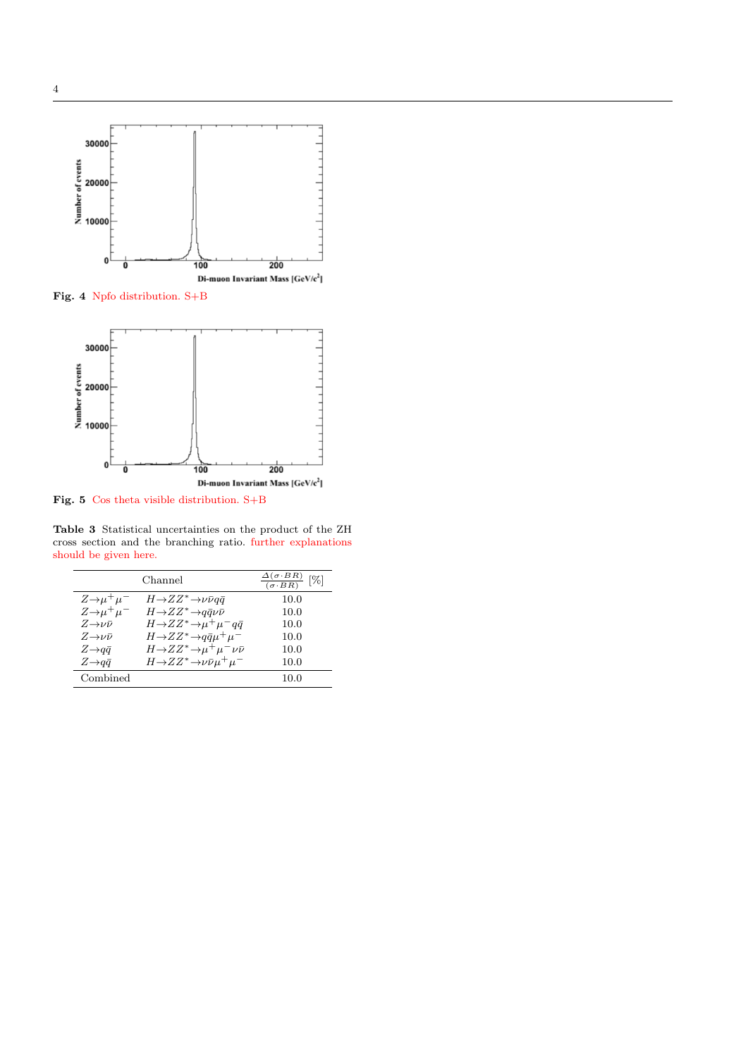**Fig. 4** Npfo distribution. S+B

**Fig. 5** Cos theta visible distribution. S+B

**Table 3** Statistical uncertainties on the product of the ZH cross section and the branching ratio. further explanations should be given here.

| Channel | | $\frac{\Delta(\sigma \cdot BR)}{(\sigma \cdot BR)}$ [%] |
|---|---|---|
| $Z \rightarrow \mu^+\mu^-$ | $H \rightarrow ZZ^* \rightarrow \nu\bar{\nu}q\bar{q}$ | 10.0 |
| $Z \rightarrow \mu^+\mu^-$ | $H \rightarrow ZZ^* \rightarrow q\bar{q}\nu\bar{\nu}$ | 10.0 |
| $Z \rightarrow \nu\bar{\nu}$ | $H \rightarrow ZZ^* \rightarrow \mu^+\mu^- q\bar{q}$ | 10.0 |
| $Z \rightarrow \nu\bar{\nu}$ | $H \rightarrow ZZ^* \rightarrow q\bar{q}\mu^+\mu^-$ | 10.0 |
| $Z \rightarrow q\bar{q}$ | $H \rightarrow ZZ^* \rightarrow \mu^+\mu^-\nu\bar{\nu}$ | 10.0 |
| $Z \rightarrow q\bar{q}$ | $H \rightarrow ZZ^* \rightarrow \nu\bar{\nu}\mu^+\mu^-$ | 10.0 |
| Combined | | 10.0 |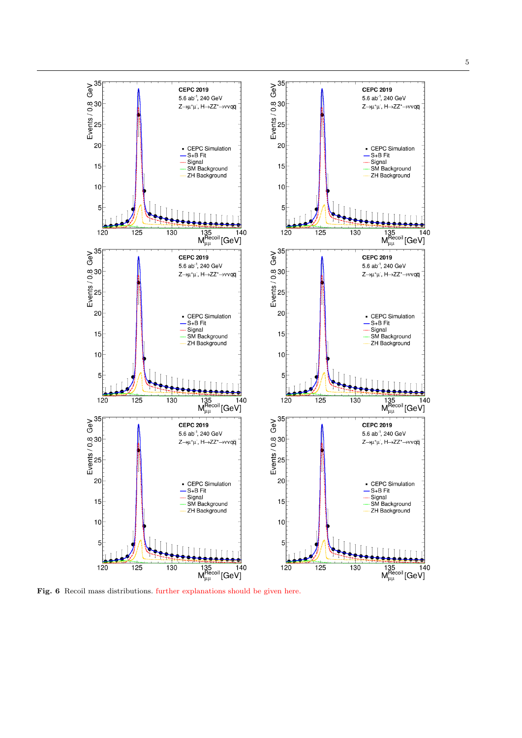CEPC 2019

5.6 ab$^{-1}$, 240 GeV

$Z\to\mu^+\mu^-$, $H\to ZZ^*\to\nu\nu qq$

CEPC Simulation

S+B Fit

Signal

SM Background

ZH Background

Events / 0.8 GeV

$M_{\mu\mu}^{Recoil}$ [GeV]

120 125 130 135 140

5 10 15 20 25 30 35

**Fig. 6** Recoil mass distributions. further explanations should be given here.